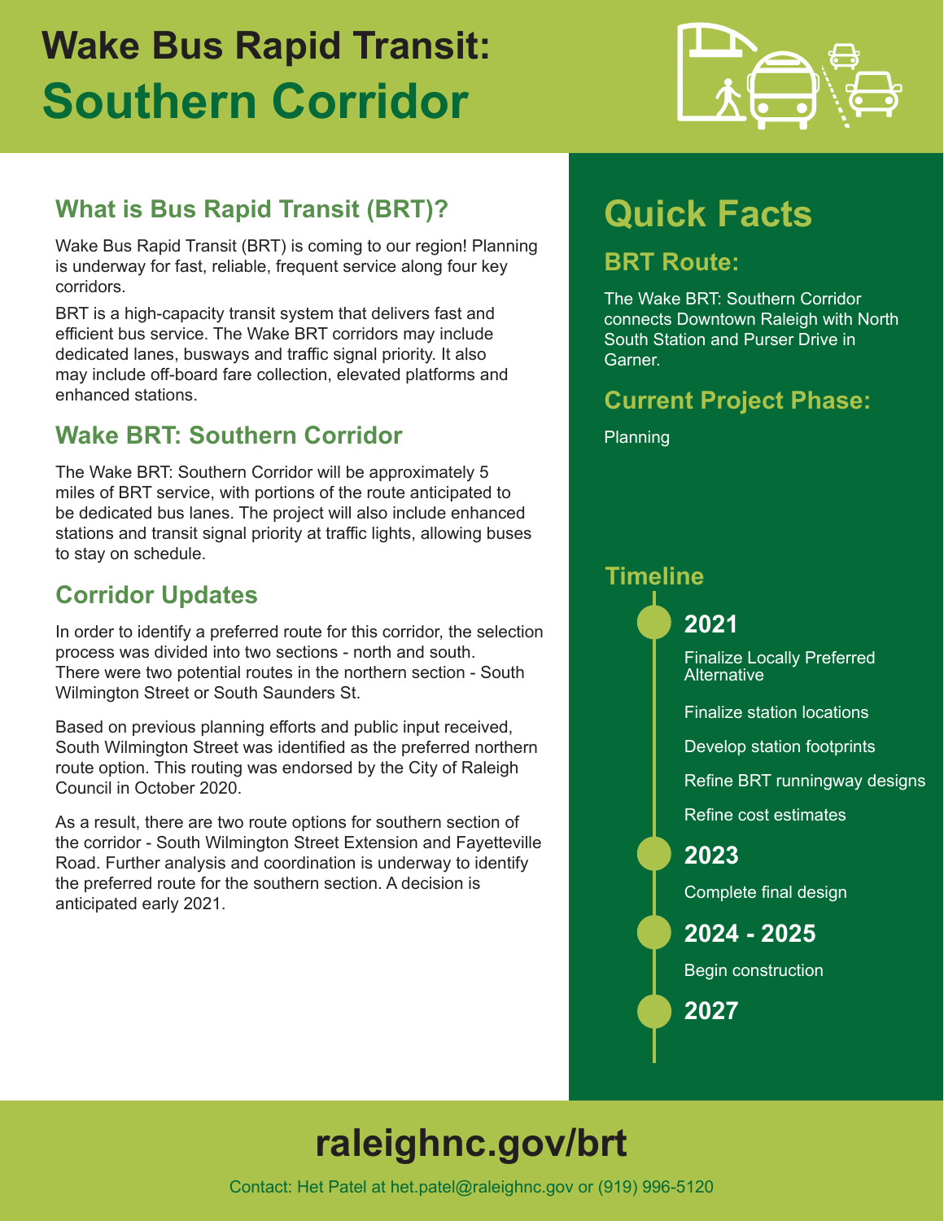# Wake Bus Rapid Transit: Southern Corridor

## What is Bus Rapid Transit (BRT)?

Wake Bus Rapid Transit (BRT) is coming to our region! Planning is underway for fast, reliable, frequent service along four key corridors.

BRT is a high-capacity transit system that delivers fast and efficient bus service. The Wake BRT corridors may include dedicated lanes, busways and traffic signal priority. It also may include off-board fare collection, elevated platforms and enhanced stations.

## Wake BRT: Southern Corridor

The Wake BRT: Southern Corridor will be approximately 5 miles of BRT service, with portions of the route anticipated to be dedicated bus lanes. The project will also include enhanced stations and transit signal priority at traffic lights, allowing buses to stay on schedule.

## Corridor Updates

In order to identify a preferred route for this corridor, the selection process was divided into two sections - north and south. There were two potential routes in the northern section - South Wilmington Street or South Saunders St.

Based on previous planning efforts and public input received, South Wilmington Street was identified as the preferred northern route option. This routing was endorsed by the City of Raleigh Council in October 2020.

As a result, there are two route options for southern section of the corridor - South Wilmington Street Extension and Fayetteville Road. Further analysis and coordination is underway to identify the preferred route for the southern section. A decision is anticipated early 2021.

## Quick Facts

### BRT Route:

The Wake BRT: Southern Corridor connects Downtown Raleigh with North South Station and Purser Drive in Garner.

### Current Project Phase:

Planning

### Timeline

**2021**

- Finalize Locally Preferred Alternative
- Finalize station locations
- Develop station footprints
- Refine BRT runningway designs
- Refine cost estimates

**2023**

- Complete final design

**2024 - 2025**

- Begin construction

**2027**

# raleighnc.gov/brt

Contact: Het Patel at het.patel@raleighnc.gov or (919) 996-5120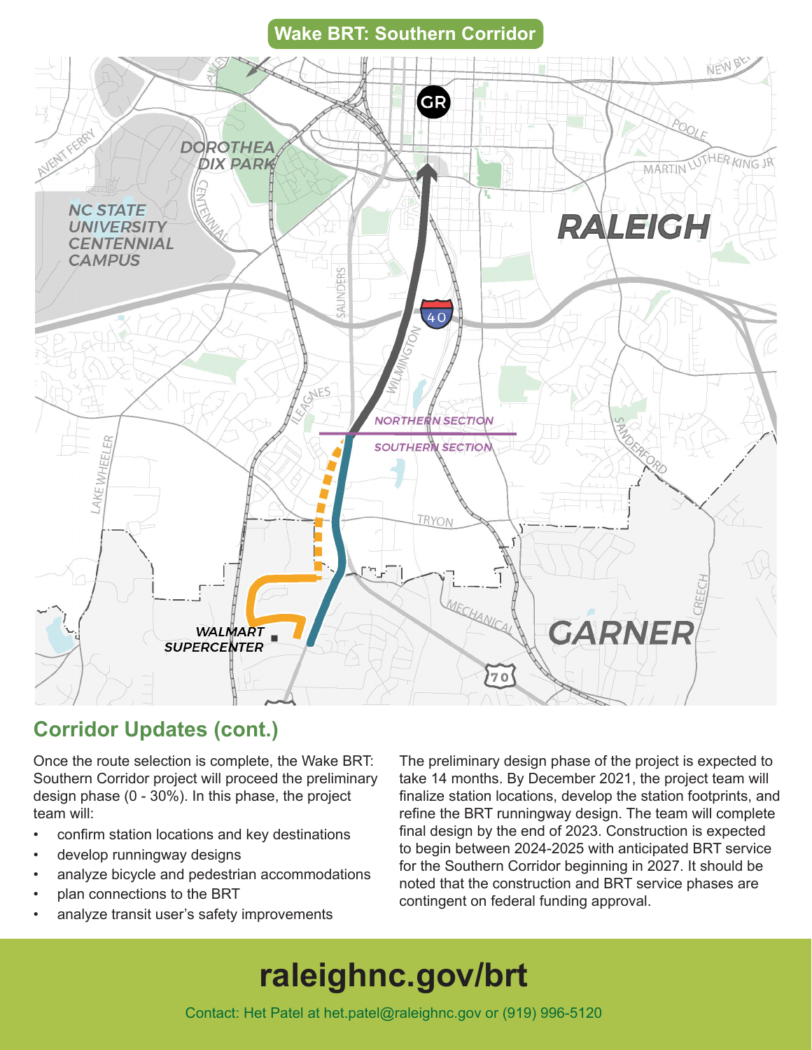## Wake BRT: Southern Corridor

RALEIGH

GARNER

NC STATE UNIVERSITY CENTENNIAL CAMPUS

DOROTHEA DIX PARK

WALMART SUPERCENTER

NORTHERN SECTION

SOUTHERN SECTION

GR

40

70

AVENT FERRY

CENTENNIAL

SAUNDERS

WILMINGTON

ILEAGNES

LAKE WHEELER

TRYON

MECHANICAL

SANDERFORD

CREECH

POOLE

MARTIN LUTHER KING JR

NEW BE

## Corridor Updates (cont.)

Once the route selection is complete, the Wake BRT: Southern Corridor project will proceed the preliminary design phase (0 - 30%). In this phase, the project team will:

- confirm station locations and key destinations
- develop runningway designs
- analyze bicycle and pedestrian accommodations
- plan connections to the BRT
- analyze transit user's safety improvements

The preliminary design phase of the project is expected to take 14 months. By December 2021, the project team will finalize station locations, develop the station footprints, and refine the BRT runningway design. The team will complete final design by the end of 2023. Construction is expected to begin between 2024-2025 with anticipated BRT service for the Southern Corridor beginning in 2027. It should be noted that the construction and BRT service phases are contingent on federal funding approval.

# raleighnc.gov/brt

Contact: Het Patel at het.patel@raleighnc.gov or (919) 996-5120